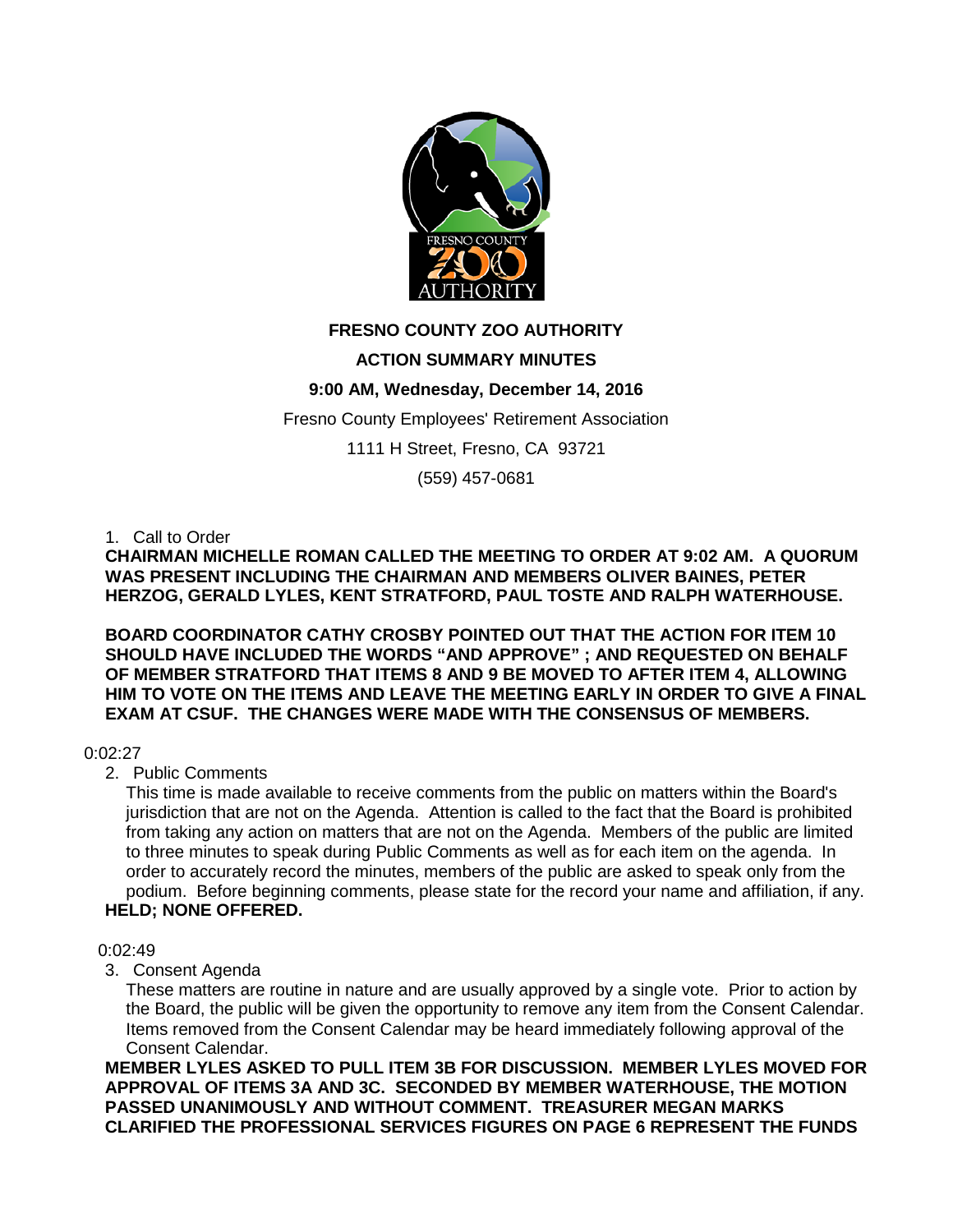# FRESNO COUNTY ZOO AUTHORITY

## ACTION SUMMARY MINUTES

### 9:00 AM, Wednesday, December 14, 2016

Fresno County Employees' Retirement Association

1111 H Street, Fresno, CA 93721

(559) 457-0681

1. Call to Order

**CHAIRMAN MICHELLE ROMAN CALLED THE MEETING TO ORDER AT 9:02 AM. A QUORUM WAS PRESENT INCLUDING THE CHAIRMAN AND MEMBERS OLIVER BAINES, PETER HERZOG, GERALD LYLES, KENT STRATFORD, PAUL TOSTE AND RALPH WATERHOUSE.**

**BOARD COORDINATOR CATHY CROSBY POINTED OUT THAT THE ACTION FOR ITEM 10 SHOULD HAVE INCLUDED THE WORDS "AND APPROVE" ; AND REQUESTED ON BEHALF OF MEMBER STRATFORD THAT ITEMS 8 AND 9 BE MOVED TO AFTER ITEM 4, ALLOWING HIM TO VOTE ON THE ITEMS AND LEAVE THE MEETING EARLY IN ORDER TO GIVE A FINAL EXAM AT CSUF. THE CHANGES WERE MADE WITH THE CONSENSUS OF MEMBERS.**

0:02:27

2. Public Comments

This time is made available to receive comments from the public on matters within the Board's jurisdiction that are not on the Agenda. Attention is called to the fact that the Board is prohibited from taking any action on matters that are not on the Agenda. Members of the public are limited to three minutes to speak during Public Comments as well as for each item on the agenda. In order to accurately record the minutes, members of the public are asked to speak only from the podium. Before beginning comments, please state for the record your name and affiliation, if any.

**HELD; NONE OFFERED.**

0:02:49

3. Consent Agenda

These matters are routine in nature and are usually approved by a single vote. Prior to action by the Board, the public will be given the opportunity to remove any item from the Consent Calendar. Items removed from the Consent Calendar may be heard immediately following approval of the Consent Calendar.

**MEMBER LYLES ASKED TO PULL ITEM 3B FOR DISCUSSION. MEMBER LYLES MOVED FOR APPROVAL OF ITEMS 3A AND 3C. SECONDED BY MEMBER WATERHOUSE, THE MOTION PASSED UNANIMOUSLY AND WITHOUT COMMENT. TREASURER MEGAN MARKS CLARIFIED THE PROFESSIONAL SERVICES FIGURES ON PAGE 6 REPRESENT THE FUNDS**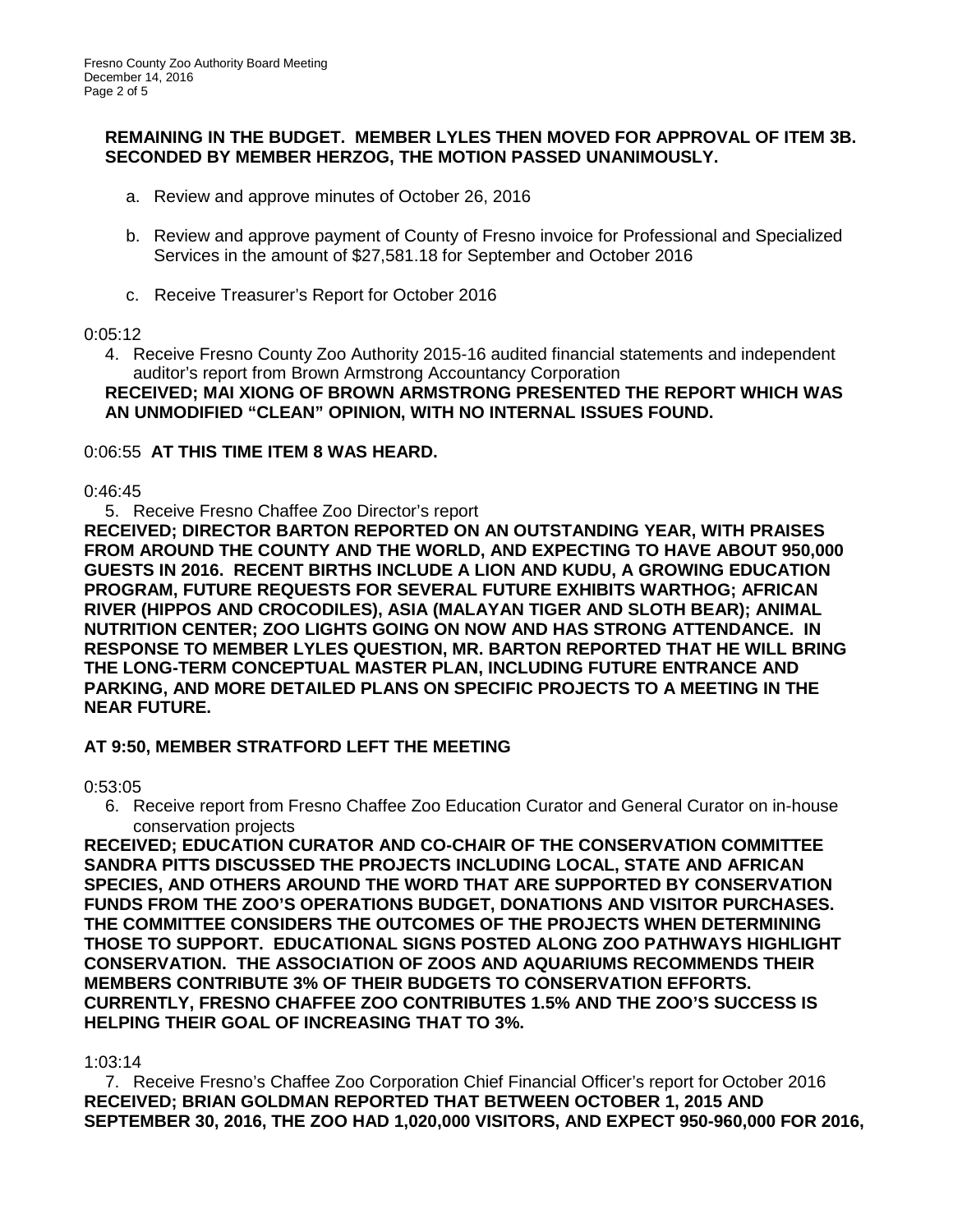**REMAINING IN THE BUDGET. MEMBER LYLES THEN MOVED FOR APPROVAL OF ITEM 3B. SECONDED BY MEMBER HERZOG, THE MOTION PASSED UNANIMOUSLY.**

a. Review and approve minutes of October 26, 2016

b. Review and approve payment of County of Fresno invoice for Professional and Specialized Services in the amount of $27,581.18 for September and October 2016

c. Receive Treasurer's Report for October 2016

0:05:12

4. Receive Fresno County Zoo Authority 2015-16 audited financial statements and independent auditor's report from Brown Armstrong Accountancy Corporation

**RECEIVED; MAI XIONG OF BROWN ARMSTRONG PRESENTED THE REPORT WHICH WAS AN UNMODIFIED "CLEAN" OPINION, WITH NO INTERNAL ISSUES FOUND.**

0:06:55 **AT THIS TIME ITEM 8 WAS HEARD.**

0:46:45

5. Receive Fresno Chaffee Zoo Director's report

**RECEIVED; DIRECTOR BARTON REPORTED ON AN OUTSTANDING YEAR, WITH PRAISES FROM AROUND THE COUNTY AND THE WORLD, AND EXPECTING TO HAVE ABOUT 950,000 GUESTS IN 2016. RECENT BIRTHS INCLUDE A LION AND KUDU, A GROWING EDUCATION PROGRAM, FUTURE REQUESTS FOR SEVERAL FUTURE EXHIBITS WARTHOG; AFRICAN RIVER (HIPPOS AND CROCODILES), ASIA (MALAYAN TIGER AND SLOTH BEAR); ANIMAL NUTRITION CENTER; ZOO LIGHTS GOING ON NOW AND HAS STRONG ATTENDANCE. IN RESPONSE TO MEMBER LYLES QUESTION, MR. BARTON REPORTED THAT HE WILL BRING THE LONG-TERM CONCEPTUAL MASTER PLAN, INCLUDING FUTURE ENTRANCE AND PARKING, AND MORE DETAILED PLANS ON SPECIFIC PROJECTS TO A MEETING IN THE NEAR FUTURE.**

**AT 9:50, MEMBER STRATFORD LEFT THE MEETING**

0:53:05

6. Receive report from Fresno Chaffee Zoo Education Curator and General Curator on in-house conservation projects

**RECEIVED; EDUCATION CURATOR AND CO-CHAIR OF THE CONSERVATION COMMITTEE SANDRA PITTS DISCUSSED THE PROJECTS INCLUDING LOCAL, STATE AND AFRICAN SPECIES, AND OTHERS AROUND THE WORD THAT ARE SUPPORTED BY CONSERVATION FUNDS FROM THE ZOO'S OPERATIONS BUDGET, DONATIONS AND VISITOR PURCHASES. THE COMMITTEE CONSIDERS THE OUTCOMES OF THE PROJECTS WHEN DETERMINING THOSE TO SUPPORT. EDUCATIONAL SIGNS POSTED ALONG ZOO PATHWAYS HIGHLIGHT CONSERVATION. THE ASSOCIATION OF ZOOS AND AQUARIUMS RECOMMENDS THEIR MEMBERS CONTRIBUTE 3% OF THEIR BUDGETS TO CONSERVATION EFFORTS. CURRENTLY, FRESNO CHAFFEE ZOO CONTRIBUTES 1.5% AND THE ZOO'S SUCCESS IS HELPING THEIR GOAL OF INCREASING THAT TO 3%.**

1:03:14

7. Receive Fresno's Chaffee Zoo Corporation Chief Financial Officer's report for October 2016

**RECEIVED; BRIAN GOLDMAN REPORTED THAT BETWEEN OCTOBER 1, 2015 AND SEPTEMBER 30, 2016, THE ZOO HAD 1,020,000 VISITORS, AND EXPECT 950-960,000 FOR 2016,**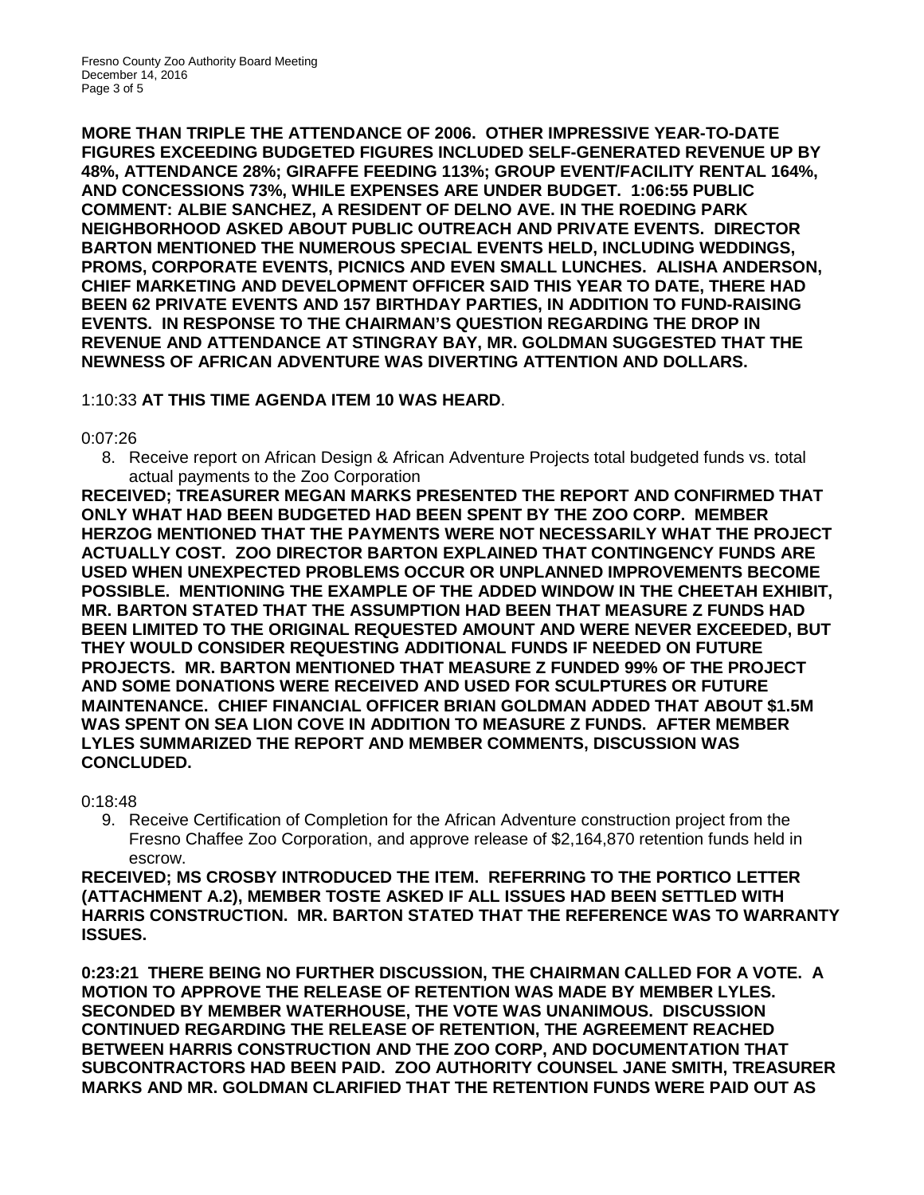**MORE THAN TRIPLE THE ATTENDANCE OF 2006. OTHER IMPRESSIVE YEAR-TO-DATE FIGURES EXCEEDING BUDGETED FIGURES INCLUDED SELF-GENERATED REVENUE UP BY 48%, ATTENDANCE 28%; GIRAFFE FEEDING 113%; GROUP EVENT/FACILITY RENTAL 164%, AND CONCESSIONS 73%, WHILE EXPENSES ARE UNDER BUDGET. 1:06:55 PUBLIC COMMENT: ALBIE SANCHEZ, A RESIDENT OF DELNO AVE. IN THE ROEDING PARK NEIGHBORHOOD ASKED ABOUT PUBLIC OUTREACH AND PRIVATE EVENTS. DIRECTOR BARTON MENTIONED THE NUMEROUS SPECIAL EVENTS HELD, INCLUDING WEDDINGS, PROMS, CORPORATE EVENTS, PICNICS AND EVEN SMALL LUNCHES. ALISHA ANDERSON, CHIEF MARKETING AND DEVELOPMENT OFFICER SAID THIS YEAR TO DATE, THERE HAD BEEN 62 PRIVATE EVENTS AND 157 BIRTHDAY PARTIES, IN ADDITION TO FUND-RAISING EVENTS. IN RESPONSE TO THE CHAIRMAN'S QUESTION REGARDING THE DROP IN REVENUE AND ATTENDANCE AT STINGRAY BAY, MR. GOLDMAN SUGGESTED THAT THE NEWNESS OF AFRICAN ADVENTURE WAS DIVERTING ATTENTION AND DOLLARS.**

1:10:33 **AT THIS TIME AGENDA ITEM 10 WAS HEARD**.

0:07:26

8. Receive report on African Design & African Adventure Projects total budgeted funds vs. total actual payments to the Zoo Corporation

**RECEIVED; TREASURER MEGAN MARKS PRESENTED THE REPORT AND CONFIRMED THAT ONLY WHAT HAD BEEN BUDGETED HAD BEEN SPENT BY THE ZOO CORP. MEMBER HERZOG MENTIONED THAT THE PAYMENTS WERE NOT NECESSARILY WHAT THE PROJECT ACTUALLY COST. ZOO DIRECTOR BARTON EXPLAINED THAT CONTINGENCY FUNDS ARE USED WHEN UNEXPECTED PROBLEMS OCCUR OR UNPLANNED IMPROVEMENTS BECOME POSSIBLE. MENTIONING THE EXAMPLE OF THE ADDED WINDOW IN THE CHEETAH EXHIBIT, MR. BARTON STATED THAT THE ASSUMPTION HAD BEEN THAT MEASURE Z FUNDS HAD BEEN LIMITED TO THE ORIGINAL REQUESTED AMOUNT AND WERE NEVER EXCEEDED, BUT THEY WOULD CONSIDER REQUESTING ADDITIONAL FUNDS IF NEEDED ON FUTURE PROJECTS. MR. BARTON MENTIONED THAT MEASURE Z FUNDED 99% OF THE PROJECT AND SOME DONATIONS WERE RECEIVED AND USED FOR SCULPTURES OR FUTURE MAINTENANCE. CHIEF FINANCIAL OFFICER BRIAN GOLDMAN ADDED THAT ABOUT $1.5M WAS SPENT ON SEA LION COVE IN ADDITION TO MEASURE Z FUNDS. AFTER MEMBER LYLES SUMMARIZED THE REPORT AND MEMBER COMMENTS, DISCUSSION WAS CONCLUDED.**

0:18:48

9. Receive Certification of Completion for the African Adventure construction project from the Fresno Chaffee Zoo Corporation, and approve release of $2,164,870 retention funds held in escrow.

**RECEIVED; MS CROSBY INTRODUCED THE ITEM. REFERRING TO THE PORTICO LETTER (ATTACHMENT A.2), MEMBER TOSTE ASKED IF ALL ISSUES HAD BEEN SETTLED WITH HARRIS CONSTRUCTION. MR. BARTON STATED THAT THE REFERENCE WAS TO WARRANTY ISSUES.**

**0:23:21 THERE BEING NO FURTHER DISCUSSION, THE CHAIRMAN CALLED FOR A VOTE. A MOTION TO APPROVE THE RELEASE OF RETENTION WAS MADE BY MEMBER LYLES. SECONDED BY MEMBER WATERHOUSE, THE VOTE WAS UNANIMOUS. DISCUSSION CONTINUED REGARDING THE RELEASE OF RETENTION, THE AGREEMENT REACHED BETWEEN HARRIS CONSTRUCTION AND THE ZOO CORP, AND DOCUMENTATION THAT SUBCONTRACTORS HAD BEEN PAID. ZOO AUTHORITY COUNSEL JANE SMITH, TREASURER MARKS AND MR. GOLDMAN CLARIFIED THAT THE RETENTION FUNDS WERE PAID OUT AS**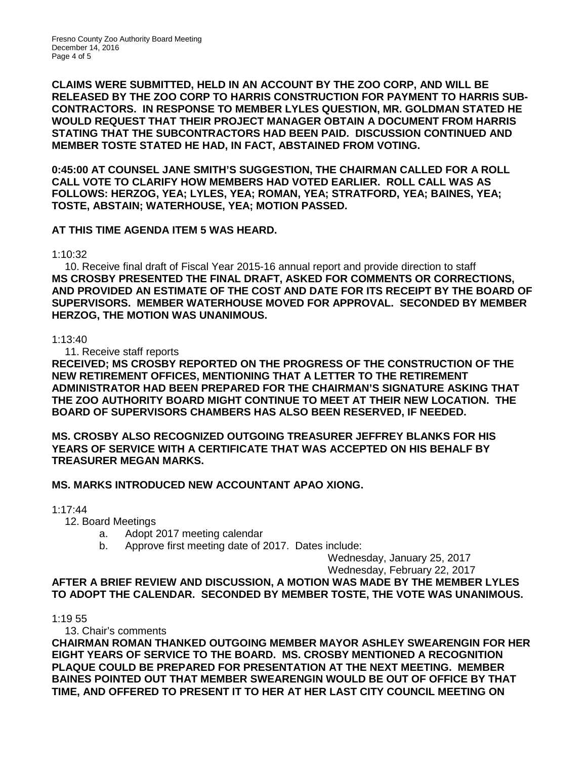**CLAIMS WERE SUBMITTED, HELD IN AN ACCOUNT BY THE ZOO CORP, AND WILL BE RELEASED BY THE ZOO CORP TO HARRIS CONSTRUCTION FOR PAYMENT TO HARRIS SUB-CONTRACTORS. IN RESPONSE TO MEMBER LYLES QUESTION, MR. GOLDMAN STATED HE WOULD REQUEST THAT THEIR PROJECT MANAGER OBTAIN A DOCUMENT FROM HARRIS STATING THAT THE SUBCONTRACTORS HAD BEEN PAID. DISCUSSION CONTINUED AND MEMBER TOSTE STATED HE HAD, IN FACT, ABSTAINED FROM VOTING.**

**0:45:00 AT COUNSEL JANE SMITH'S SUGGESTION, THE CHAIRMAN CALLED FOR A ROLL CALL VOTE TO CLARIFY HOW MEMBERS HAD VOTED EARLIER. ROLL CALL WAS AS FOLLOWS: HERZOG, YEA; LYLES, YEA; ROMAN, YEA; STRATFORD, YEA; BAINES, YEA; TOSTE, ABSTAIN; WATERHOUSE, YEA; MOTION PASSED.**

**AT THIS TIME AGENDA ITEM 5 WAS HEARD.**

1:10:32

10. Receive final draft of Fiscal Year 2015-16 annual report and provide direction to staff

**MS CROSBY PRESENTED THE FINAL DRAFT, ASKED FOR COMMENTS OR CORRECTIONS, AND PROVIDED AN ESTIMATE OF THE COST AND DATE FOR ITS RECEIPT BY THE BOARD OF SUPERVISORS. MEMBER WATERHOUSE MOVED FOR APPROVAL. SECONDED BY MEMBER HERZOG, THE MOTION WAS UNANIMOUS.**

1:13:40

11. Receive staff reports

**RECEIVED; MS CROSBY REPORTED ON THE PROGRESS OF THE CONSTRUCTION OF THE NEW RETIREMENT OFFICES, MENTIONING THAT A LETTER TO THE RETIREMENT ADMINISTRATOR HAD BEEN PREPARED FOR THE CHAIRMAN'S SIGNATURE ASKING THAT THE ZOO AUTHORITY BOARD MIGHT CONTINUE TO MEET AT THEIR NEW LOCATION. THE BOARD OF SUPERVISORS CHAMBERS HAS ALSO BEEN RESERVED, IF NEEDED.**

**MS. CROSBY ALSO RECOGNIZED OUTGOING TREASURER JEFFREY BLANKS FOR HIS YEARS OF SERVICE WITH A CERTIFICATE THAT WAS ACCEPTED ON HIS BEHALF BY TREASURER MEGAN MARKS.**

**MS. MARKS INTRODUCED NEW ACCOUNTANT APAO XIONG.**

1:17:44

12. Board Meetings
    a. Adopt 2017 meeting calendar
    b. Approve first meeting date of 2017. Dates include:
       Wednesday, January 25, 2017
       Wednesday, February 22, 2017

**AFTER A BRIEF REVIEW AND DISCUSSION, A MOTION WAS MADE BY THE MEMBER LYLES TO ADOPT THE CALENDAR. SECONDED BY MEMBER TOSTE, THE VOTE WAS UNANIMOUS.**

1:19 55

13. Chair's comments

**CHAIRMAN ROMAN THANKED OUTGOING MEMBER MAYOR ASHLEY SWEARENGIN FOR HER EIGHT YEARS OF SERVICE TO THE BOARD. MS. CROSBY MENTIONED A RECOGNITION PLAQUE COULD BE PREPARED FOR PRESENTATION AT THE NEXT MEETING. MEMBER BAINES POINTED OUT THAT MEMBER SWEARENGIN WOULD BE OUT OF OFFICE BY THAT TIME, AND OFFERED TO PRESENT IT TO HER AT HER LAST CITY COUNCIL MEETING ON**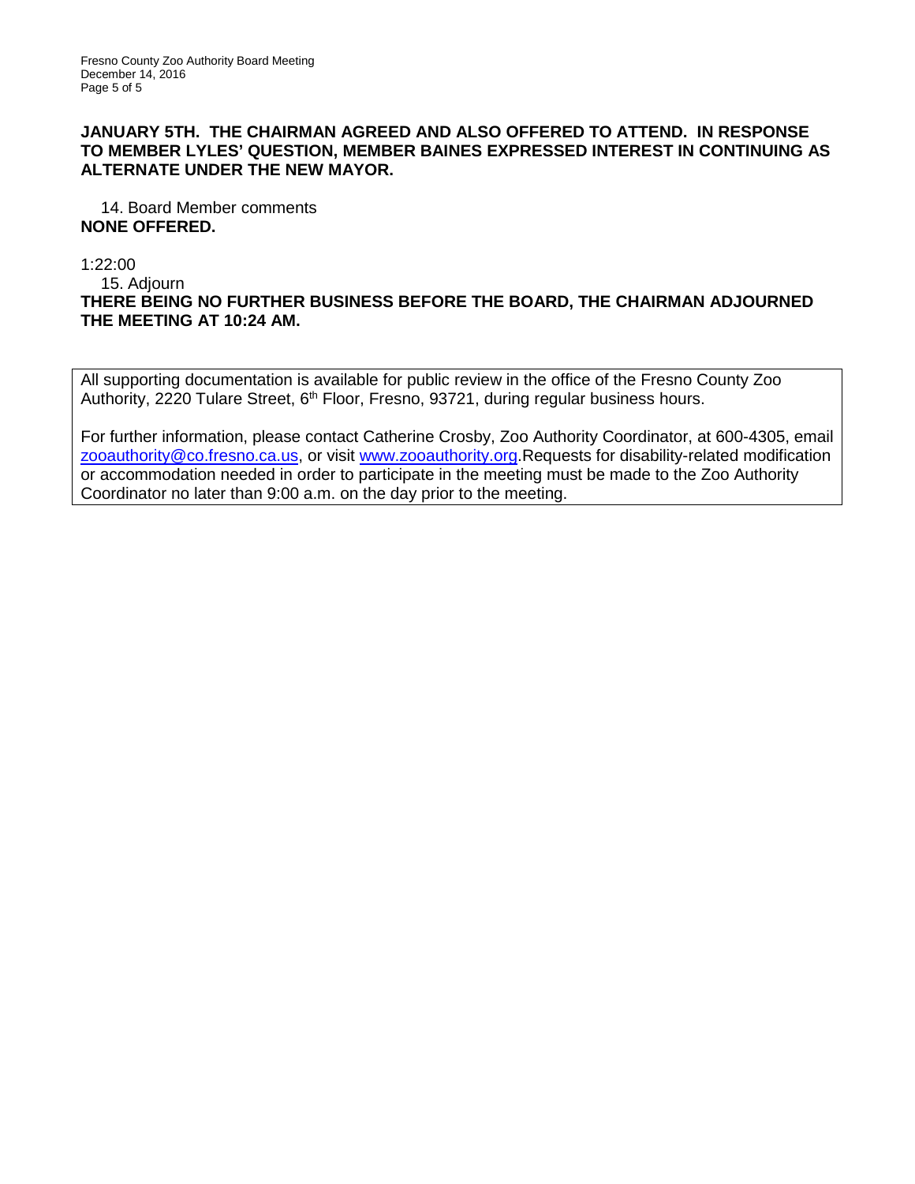**JANUARY 5TH. THE CHAIRMAN AGREED AND ALSO OFFERED TO ATTEND. IN RESPONSE TO MEMBER LYLES' QUESTION, MEMBER BAINES EXPRESSED INTEREST IN CONTINUING AS ALTERNATE UNDER THE NEW MAYOR.**

14. Board Member comments

**NONE OFFERED.**

1:22:00

15. Adjourn

**THERE BEING NO FURTHER BUSINESS BEFORE THE BOARD, THE CHAIRMAN ADJOURNED THE MEETING AT 10:24 AM.**

All supporting documentation is available for public review in the office of the Fresno County Zoo Authority, 2220 Tulare Street, 6th Floor, Fresno, 93721, during regular business hours.

For further information, please contact Catherine Crosby, Zoo Authority Coordinator, at 600-4305, email [zooauthority@co.fresno.ca.us](mailto:zooauthority@co.fresno.ca.us), or visit [www.zooauthority.org](http://www.zooauthority.org).Requests for disability-related modification or accommodation needed in order to participate in the meeting must be made to the Zoo Authority Coordinator no later than 9:00 a.m. on the day prior to the meeting.